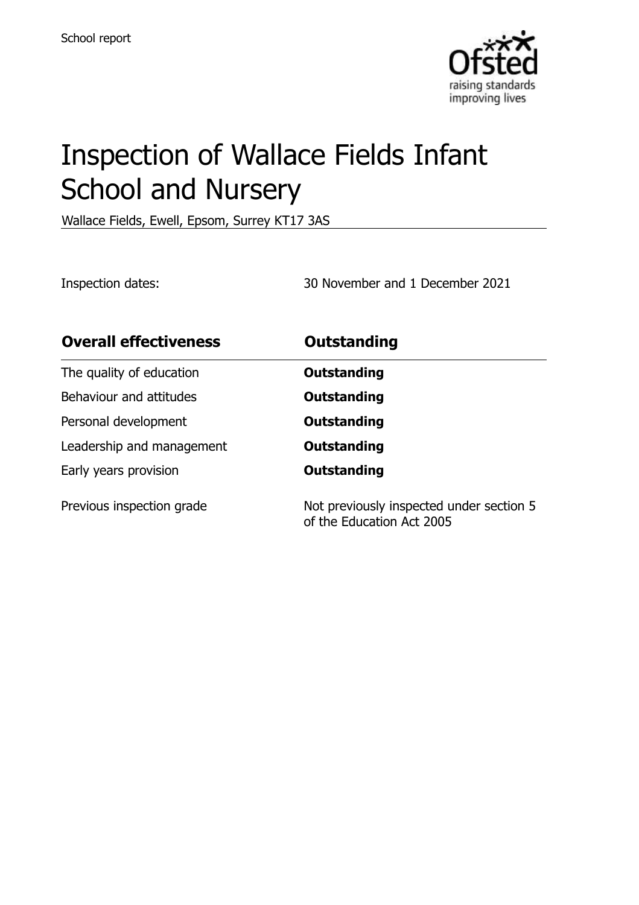School report

# Inspection of Wallace Fields Infant School and Nursery

Wallace Fields, Ewell, Epsom, Surrey KT17 3AS

Inspection dates: 30 November and 1 December 2021

| **Overall effectiveness** | **Outstanding** |
| --- | --- |
| The quality of education | **Outstanding** |
| Behaviour and attitudes | **Outstanding** |
| Personal development | **Outstanding** |
| Leadership and management | **Outstanding** |
| Early years provision | **Outstanding** |
| Previous inspection grade | Not previously inspected under section 5 of the Education Act 2005 |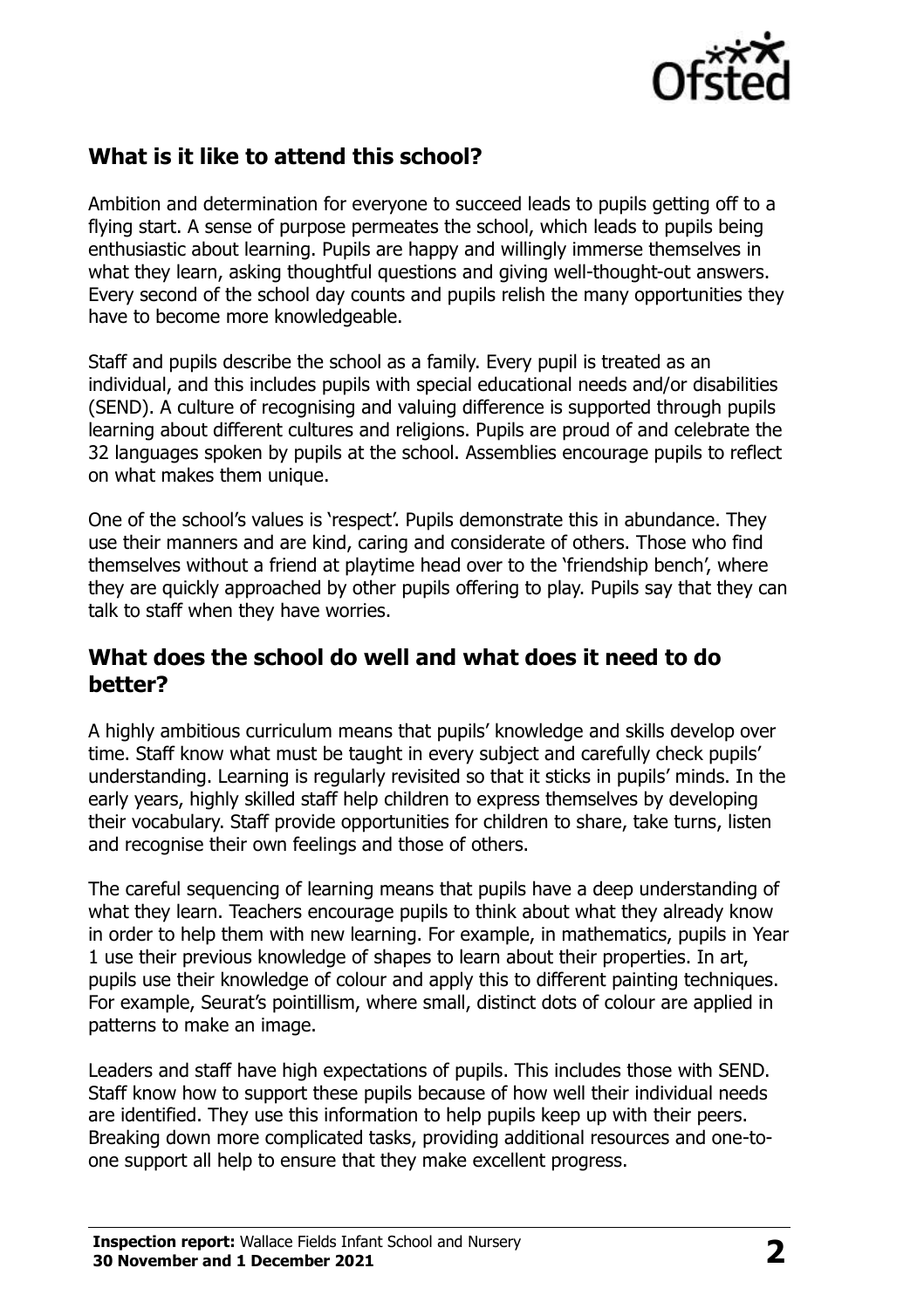## What is it like to attend this school?

Ambition and determination for everyone to succeed leads to pupils getting off to a flying start. A sense of purpose permeates the school, which leads to pupils being enthusiastic about learning. Pupils are happy and willingly immerse themselves in what they learn, asking thoughtful questions and giving well-thought-out answers. Every second of the school day counts and pupils relish the many opportunities they have to become more knowledgeable.

Staff and pupils describe the school as a family. Every pupil is treated as an individual, and this includes pupils with special educational needs and/or disabilities (SEND). A culture of recognising and valuing difference is supported through pupils learning about different cultures and religions. Pupils are proud of and celebrate the 32 languages spoken by pupils at the school. Assemblies encourage pupils to reflect on what makes them unique.

One of the school's values is 'respect'. Pupils demonstrate this in abundance. They use their manners and are kind, caring and considerate of others. Those who find themselves without a friend at playtime head over to the 'friendship bench', where they are quickly approached by other pupils offering to play. Pupils say that they can talk to staff when they have worries.

## What does the school do well and what does it need to do better?

A highly ambitious curriculum means that pupils' knowledge and skills develop over time. Staff know what must be taught in every subject and carefully check pupils' understanding. Learning is regularly revisited so that it sticks in pupils' minds. In the early years, highly skilled staff help children to express themselves by developing their vocabulary. Staff provide opportunities for children to share, take turns, listen and recognise their own feelings and those of others.

The careful sequencing of learning means that pupils have a deep understanding of what they learn. Teachers encourage pupils to think about what they already know in order to help them with new learning. For example, in mathematics, pupils in Year 1 use their previous knowledge of shapes to learn about their properties. In art, pupils use their knowledge of colour and apply this to different painting techniques. For example, Seurat's pointillism, where small, distinct dots of colour are applied in patterns to make an image.

Leaders and staff have high expectations of pupils. This includes those with SEND. Staff know how to support these pupils because of how well their individual needs are identified. They use this information to help pupils keep up with their peers. Breaking down more complicated tasks, providing additional resources and one-to-one support all help to ensure that they make excellent progress.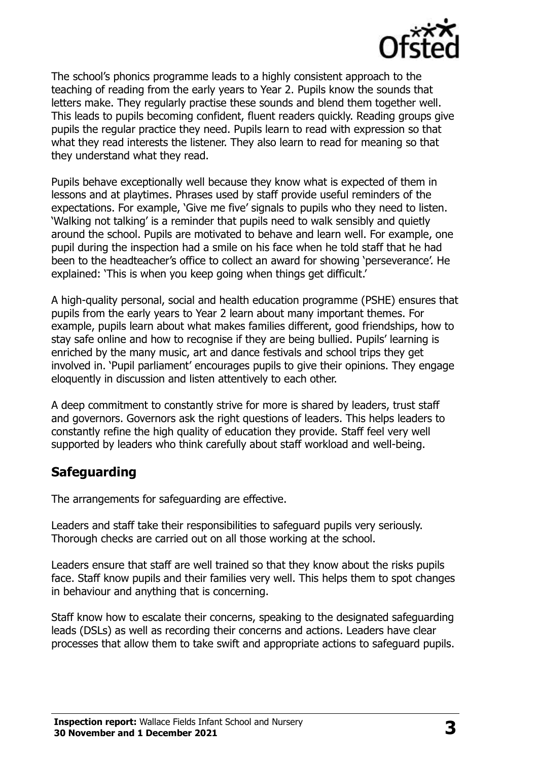The school's phonics programme leads to a highly consistent approach to the teaching of reading from the early years to Year 2. Pupils know the sounds that letters make. They regularly practise these sounds and blend them together well. This leads to pupils becoming confident, fluent readers quickly. Reading groups give pupils the regular practice they need. Pupils learn to read with expression so that what they read interests the listener. They also learn to read for meaning so that they understand what they read.

Pupils behave exceptionally well because they know what is expected of them in lessons and at playtimes. Phrases used by staff provide useful reminders of the expectations. For example, 'Give me five' signals to pupils who they need to listen. 'Walking not talking' is a reminder that pupils need to walk sensibly and quietly around the school. Pupils are motivated to behave and learn well. For example, one pupil during the inspection had a smile on his face when he told staff that he had been to the headteacher's office to collect an award for showing 'perseverance'. He explained: 'This is when you keep going when things get difficult.'

A high-quality personal, social and health education programme (PSHE) ensures that pupils from the early years to Year 2 learn about many important themes. For example, pupils learn about what makes families different, good friendships, how to stay safe online and how to recognise if they are being bullied. Pupils' learning is enriched by the many music, art and dance festivals and school trips they get involved in. 'Pupil parliament' encourages pupils to give their opinions. They engage eloquently in discussion and listen attentively to each other.

A deep commitment to constantly strive for more is shared by leaders, trust staff and governors. Governors ask the right questions of leaders. This helps leaders to constantly refine the high quality of education they provide. Staff feel very well supported by leaders who think carefully about staff workload and well-being.

## Safeguarding

The arrangements for safeguarding are effective.

Leaders and staff take their responsibilities to safeguard pupils very seriously. Thorough checks are carried out on all those working at the school.

Leaders ensure that staff are well trained so that they know about the risks pupils face. Staff know pupils and their families very well. This helps them to spot changes in behaviour and anything that is concerning.

Staff know how to escalate their concerns, speaking to the designated safeguarding leads (DSLs) as well as recording their concerns and actions. Leaders have clear processes that allow them to take swift and appropriate actions to safeguard pupils.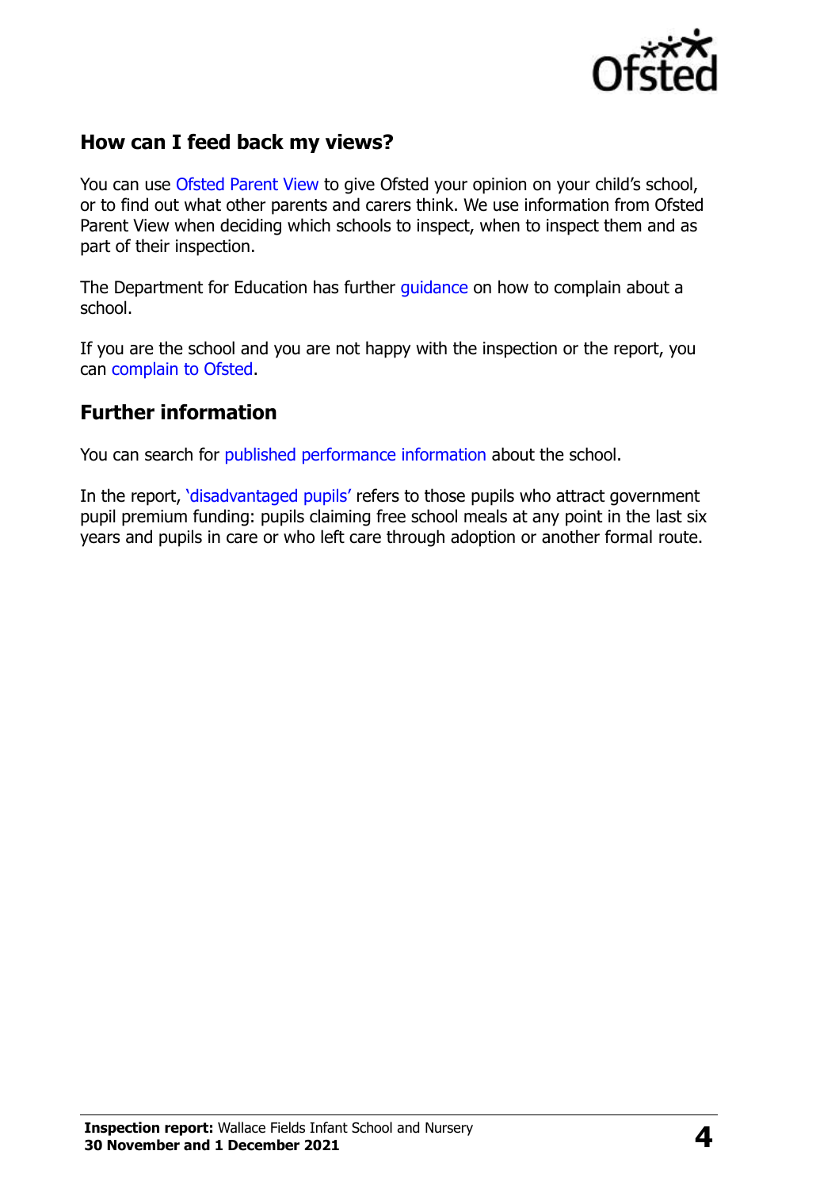## How can I feed back my views?

You can use Ofsted Parent View to give Ofsted your opinion on your child's school, or to find out what other parents and carers think. We use information from Ofsted Parent View when deciding which schools to inspect, when to inspect them and as part of their inspection.

The Department for Education has further guidance on how to complain about a school.

If you are the school and you are not happy with the inspection or the report, you can complain to Ofsted.

## Further information

You can search for published performance information about the school.

In the report, 'disadvantaged pupils' refers to those pupils who attract government pupil premium funding: pupils claiming free school meals at any point in the last six years and pupils in care or who left care through adoption or another formal route.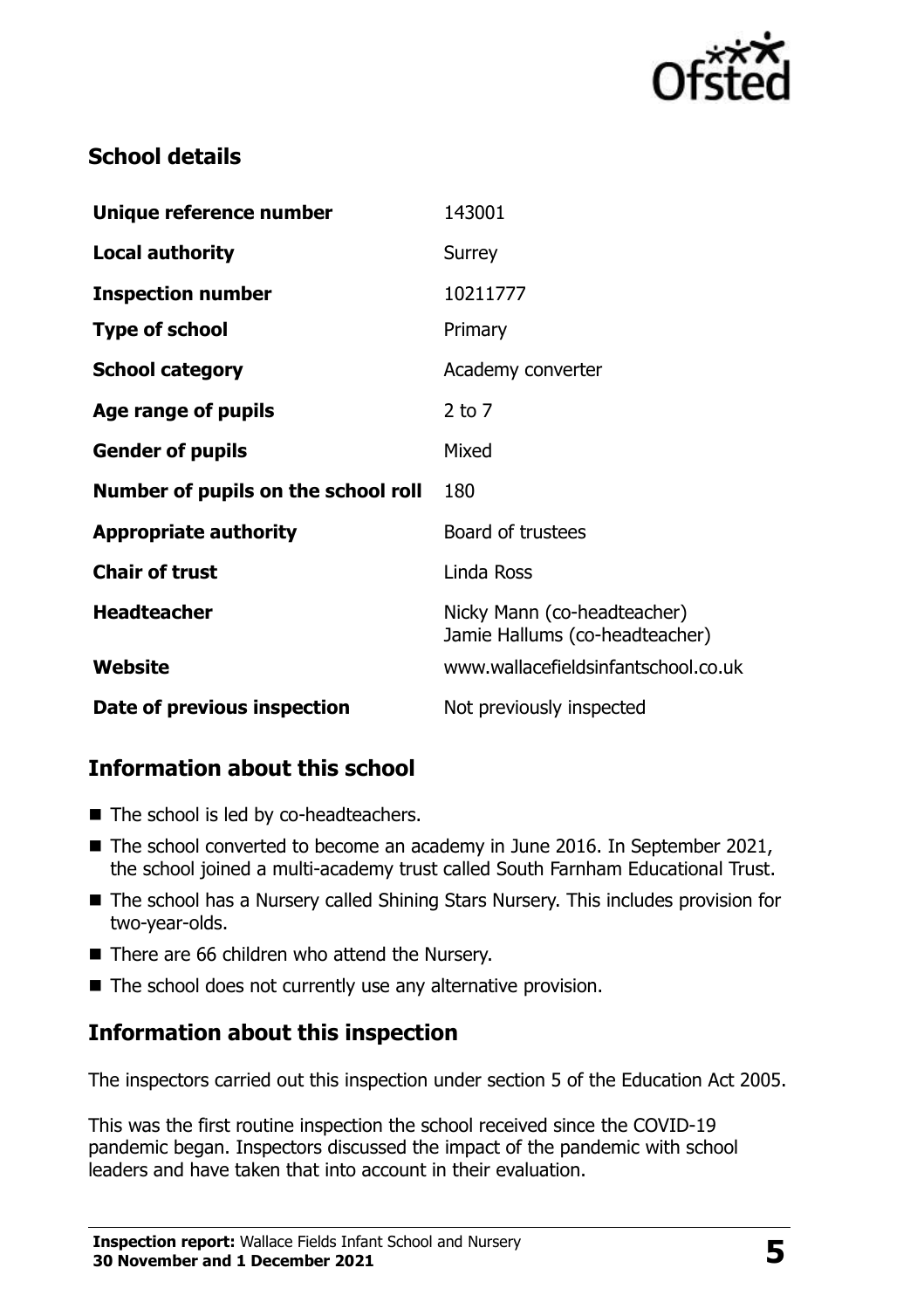## School details

| | |
|---|---|
| **Unique reference number** | 143001 |
| **Local authority** | Surrey |
| **Inspection number** | 10211777 |
| **Type of school** | Primary |
| **School category** | Academy converter |
| **Age range of pupils** | 2 to 7 |
| **Gender of pupils** | Mixed |
| **Number of pupils on the school roll** | 180 |
| **Appropriate authority** | Board of trustees |
| **Chair of trust** | Linda Ross |
| **Headteacher** | Nicky Mann (co-headteacher) Jamie Hallums (co-headteacher) |
| **Website** | www.wallacefieldsinfantschool.co.uk |
| **Date of previous inspection** | Not previously inspected |

## Information about this school

- The school is led by co-headteachers.
- The school converted to become an academy in June 2016. In September 2021, the school joined a multi-academy trust called South Farnham Educational Trust.
- The school has a Nursery called Shining Stars Nursery. This includes provision for two-year-olds.
- There are 66 children who attend the Nursery.
- The school does not currently use any alternative provision.

## Information about this inspection

The inspectors carried out this inspection under section 5 of the Education Act 2005.

This was the first routine inspection the school received since the COVID-19 pandemic began. Inspectors discussed the impact of the pandemic with school leaders and have taken that into account in their evaluation.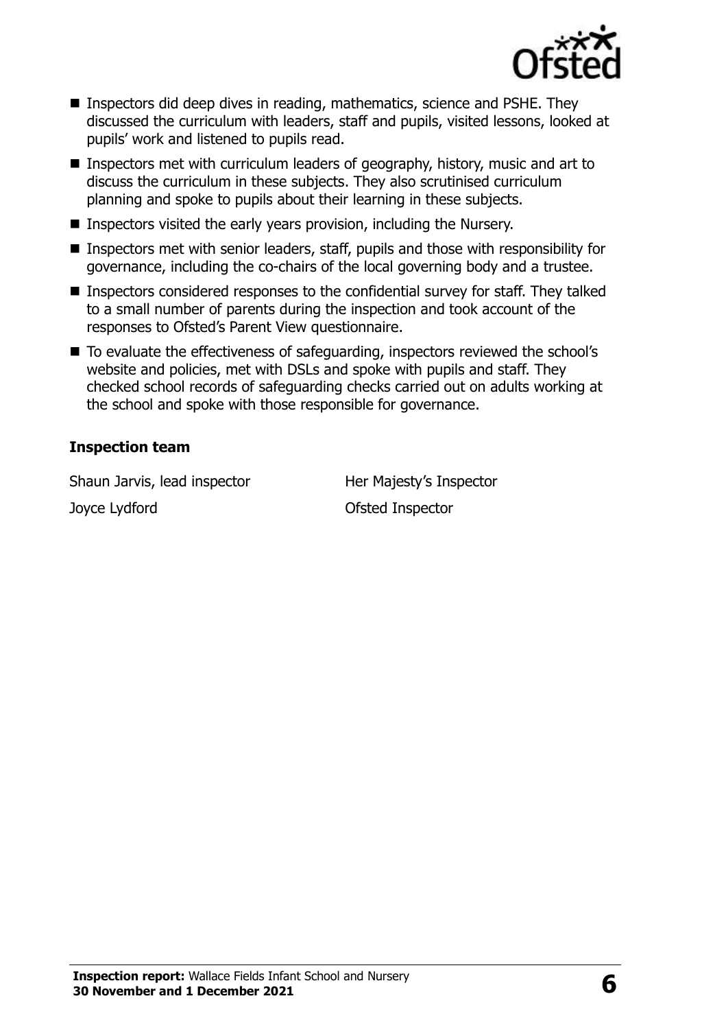- Inspectors did deep dives in reading, mathematics, science and PSHE. They discussed the curriculum with leaders, staff and pupils, visited lessons, looked at pupils' work and listened to pupils read.
- Inspectors met with curriculum leaders of geography, history, music and art to discuss the curriculum in these subjects. They also scrutinised curriculum planning and spoke to pupils about their learning in these subjects.
- Inspectors visited the early years provision, including the Nursery.
- Inspectors met with senior leaders, staff, pupils and those with responsibility for governance, including the co-chairs of the local governing body and a trustee.
- Inspectors considered responses to the confidential survey for staff. They talked to a small number of parents during the inspection and took account of the responses to Ofsted's Parent View questionnaire.
- To evaluate the effectiveness of safeguarding, inspectors reviewed the school's website and policies, met with DSLs and spoke with pupils and staff. They checked school records of safeguarding checks carried out on adults working at the school and spoke with those responsible for governance.

**Inspection team**

| | |
|---|---|
| Shaun Jarvis, lead inspector | Her Majesty's Inspector |
| Joyce Lydford | Ofsted Inspector |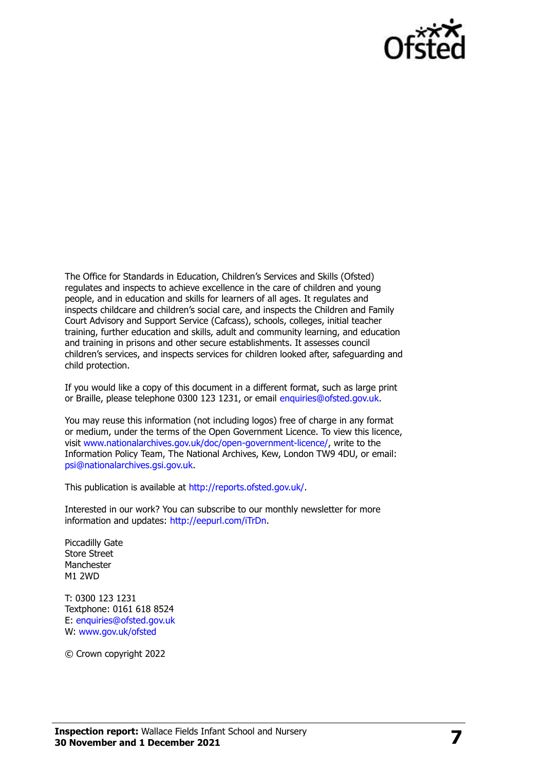The Office for Standards in Education, Children's Services and Skills (Ofsted) regulates and inspects to achieve excellence in the care of children and young people, and in education and skills for learners of all ages. It regulates and inspects childcare and children's social care, and inspects the Children and Family Court Advisory and Support Service (Cafcass), schools, colleges, initial teacher training, further education and skills, adult and community learning, and education and training in prisons and other secure establishments. It assesses council children's services, and inspects services for children looked after, safeguarding and child protection.

If you would like a copy of this document in a different format, such as large print or Braille, please telephone 0300 123 1231, or email enquiries@ofsted.gov.uk.

You may reuse this information (not including logos) free of charge in any format or medium, under the terms of the Open Government Licence. To view this licence, visit www.nationalarchives.gov.uk/doc/open-government-licence/, write to the Information Policy Team, The National Archives, Kew, London TW9 4DU, or email: psi@nationalarchives.gsi.gov.uk.

This publication is available at http://reports.ofsted.gov.uk/.

Interested in our work? You can subscribe to our monthly newsletter for more information and updates: http://eepurl.com/iTrDn.

Piccadilly Gate
Store Street
Manchester
M1 2WD

T: 0300 123 1231
Textphone: 0161 618 8524
E: enquiries@ofsted.gov.uk
W: www.gov.uk/ofsted

© Crown copyright 2022